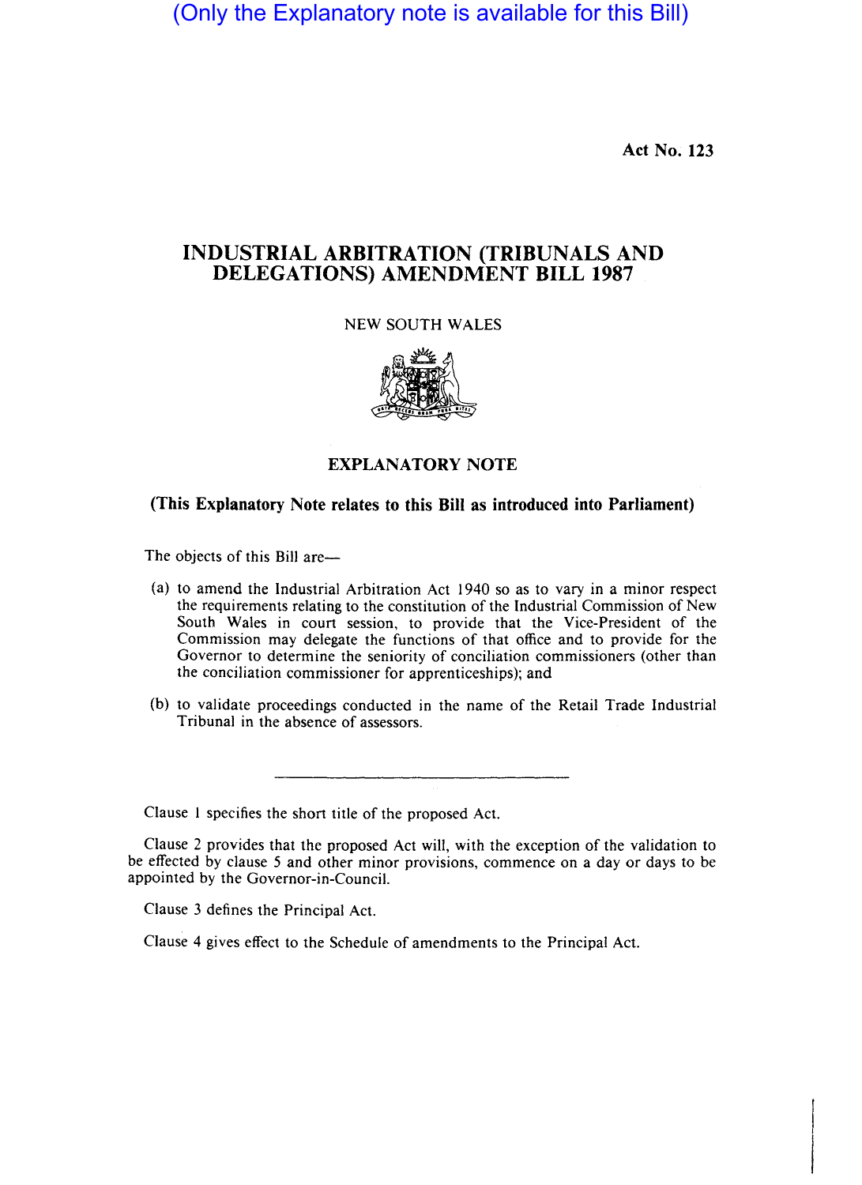(Only the Explanatory note is available for this Bill)

**Act No. 123**

# INDUSTRIAL ARBITRATION (TRIBUNALS AND DELEGATIONS) AMENDMENT BILL 1987

NEW SOUTH WALES

## EXPLANATORY NOTE

**(This Explanatory Note relates to this Bill as introduced into Parliament)**

The objects of this Bill are—

(a) to amend the Industrial Arbitration Act 1940 so as to vary in a minor respect the requirements relating to the constitution of the Industrial Commission of New South Wales in court session, to provide that the Vice-President of the Commission may delegate the functions of that office and to provide for the Governor to determine the seniority of conciliation commissioners (other than the conciliation commissioner for apprenticeships); and

(b) to validate proceedings conducted in the name of the Retail Trade Industrial Tribunal in the absence of assessors.

---

Clause 1 specifies the short title of the proposed Act.

Clause 2 provides that the proposed Act will, with the exception of the validation to be effected by clause 5 and other minor provisions, commence on a day or days to be appointed by the Governor-in-Council.

Clause 3 defines the Principal Act.

Clause 4 gives effect to the Schedule of amendments to the Principal Act.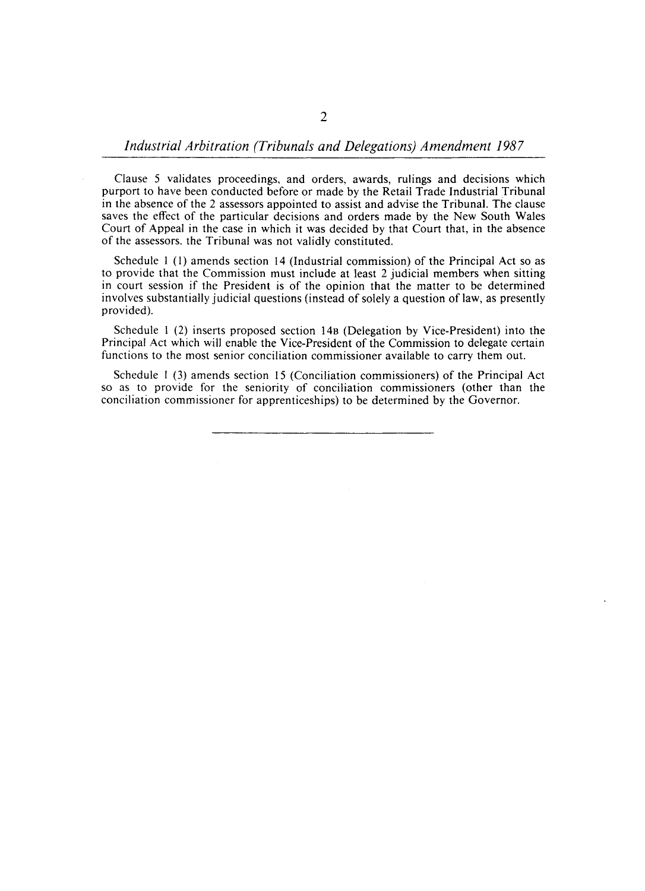Clause 5 validates proceedings, and orders, awards, rulings and decisions which purport to have been conducted before or made by the Retail Trade Industrial Tribunal in the absence of the 2 assessors appointed to assist and advise the Tribunal. The clause saves the effect of the particular decisions and orders made by the New South Wales Court of Appeal in the case in which it was decided by that Court that, in the absence of the assessors, the Tribunal was not validly constituted.

Schedule 1 (1) amends section 14 (Industrial commission) of the Principal Act so as to provide that the Commission must include at least 2 judicial members when sitting in court session if the President is of the opinion that the matter to be determined involves substantially judicial questions (instead of solely a question of law, as presently provided).

Schedule 1 (2) inserts proposed section 14B (Delegation by Vice-President) into the Principal Act which will enable the Vice-President of the Commission to delegate certain functions to the most senior conciliation commissioner available to carry them out.

Schedule 1 (3) amends section 15 (Conciliation commissioners) of the Principal Act so as to provide for the seniority of conciliation commissioners (other than the conciliation commissioner for apprenticeships) to be determined by the Governor.